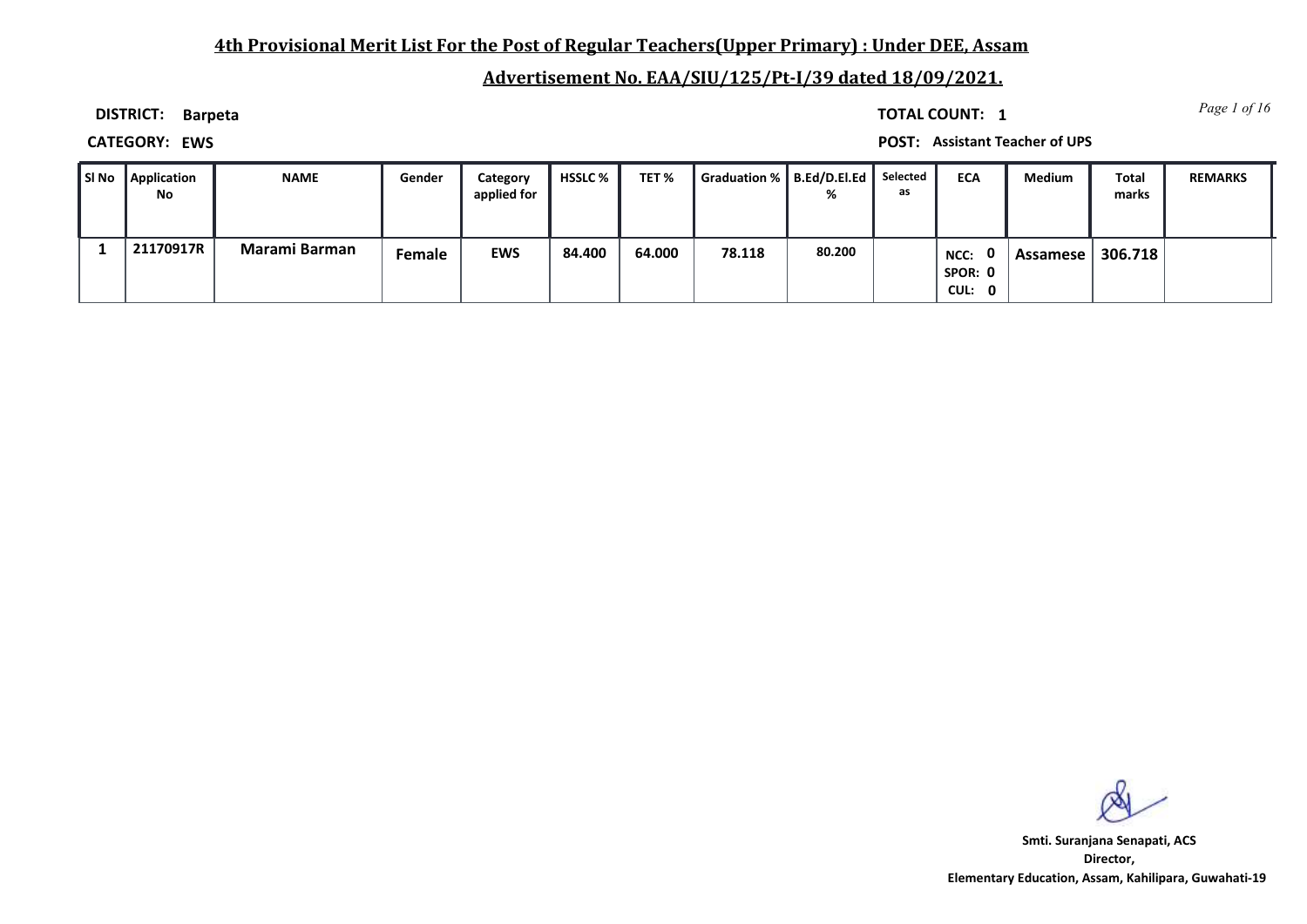## 4th Provisional Merit List For the Post of Regular Teachers(Upper Primary) : Under DEE, Assam

## Advertisement No. EAA/SIU/125/Pt-I/39 dated 18/09/2021.

**DISTRICT: Barpeta** **TOTAL COUNT: 1**

**CATEGORY: EWS** **POST: Assistant Teacher of UPS**

| Sl No | Application No | NAME | Gender | Category applied for | HSSLC % | TET % | Graduation % | B.Ed/D.El.Ed % | Selected as | ECA | Medium | Total marks | REMARKS |
|---|---|---|---|---|---|---|---|---|---|---|---|---|---|
| 1 | 21170917R | Marami Barman | Female | EWS | 84.400 | 64.000 | 78.118 | 80.200 | | NCC: 0 SPOR: 0 CUL: 0 | Assamese | 306.718 | |

**Smti. Suranjana Senapati, ACS**
**Director,**
**Elementary Education, Assam, Kahilipara, Guwahati-19**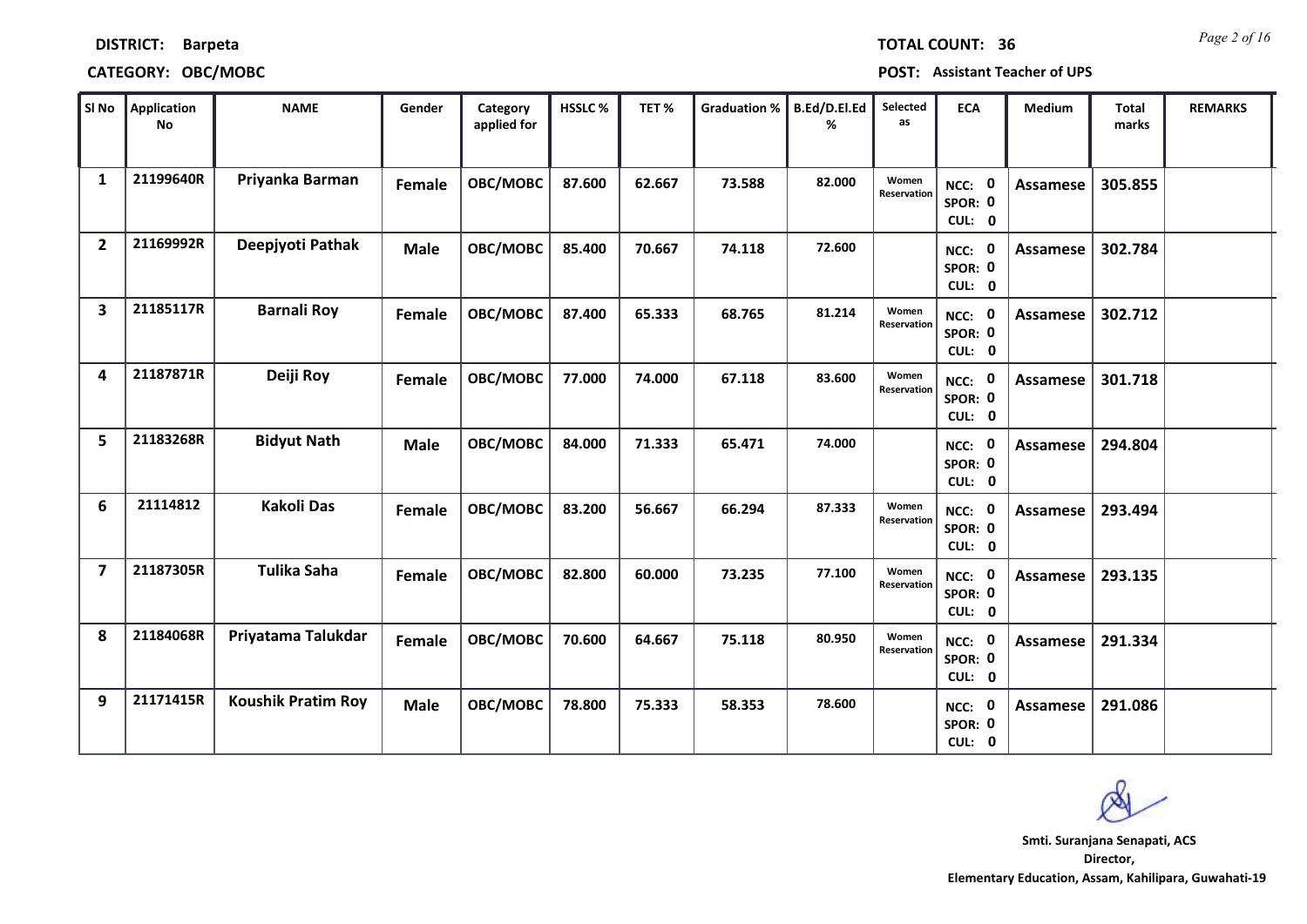**DISTRICT:** Barpeta **TOTAL COUNT:** 36

**CATEGORY:** OBC/MOBC **POST:** Assistant Teacher of UPS

| Sl No | Application No | NAME | Gender | Category applied for | HSSLC % | TET % | Graduation % | B.Ed/D.El.Ed % | Selected as | ECA | Medium | Total marks | REMARKS |
|---|---|---|---|---|---|---|---|---|---|---|---|---|---|
| 1 | 21199640R | Priyanka Barman | Female | OBC/MOBC | 87.600 | 62.667 | 73.588 | 82.000 | Women Reservation | NCC: 0 SPOR: 0 CUL: 0 | Assamese | 305.855 | |
| 2 | 21169992R | Deepjyoti Pathak | Male | OBC/MOBC | 85.400 | 70.667 | 74.118 | 72.600 | | NCC: 0 SPOR: 0 CUL: 0 | Assamese | 302.784 | |
| 3 | 21185117R | Barnali Roy | Female | OBC/MOBC | 87.400 | 65.333 | 68.765 | 81.214 | Women Reservation | NCC: 0 SPOR: 0 CUL: 0 | Assamese | 302.712 | |
| 4 | 21187871R | Deiji Roy | Female | OBC/MOBC | 77.000 | 74.000 | 67.118 | 83.600 | Women Reservation | NCC: 0 SPOR: 0 CUL: 0 | Assamese | 301.718 | |
| 5 | 21183268R | Bidyut Nath | Male | OBC/MOBC | 84.000 | 71.333 | 65.471 | 74.000 | | NCC: 0 SPOR: 0 CUL: 0 | Assamese | 294.804 | |
| 6 | 21114812 | Kakoli Das | Female | OBC/MOBC | 83.200 | 56.667 | 66.294 | 87.333 | Women Reservation | NCC: 0 SPOR: 0 CUL: 0 | Assamese | 293.494 | |
| 7 | 21187305R | Tulika Saha | Female | OBC/MOBC | 82.800 | 60.000 | 73.235 | 77.100 | Women Reservation | NCC: 0 SPOR: 0 CUL: 0 | Assamese | 293.135 | |
| 8 | 21184068R | Priyatama Talukdar | Female | OBC/MOBC | 70.600 | 64.667 | 75.118 | 80.950 | Women Reservation | NCC: 0 SPOR: 0 CUL: 0 | Assamese | 291.334 | |
| 9 | 21171415R | Koushik Pratim Roy | Male | OBC/MOBC | 78.800 | 75.333 | 58.353 | 78.600 | | NCC: 0 SPOR: 0 CUL: 0 | Assamese | 291.086 | |

**Smt. Suranjana Senapati, ACS**
**Director,**
**Elementary Education, Assam, Kahilipara, Guwahati-19**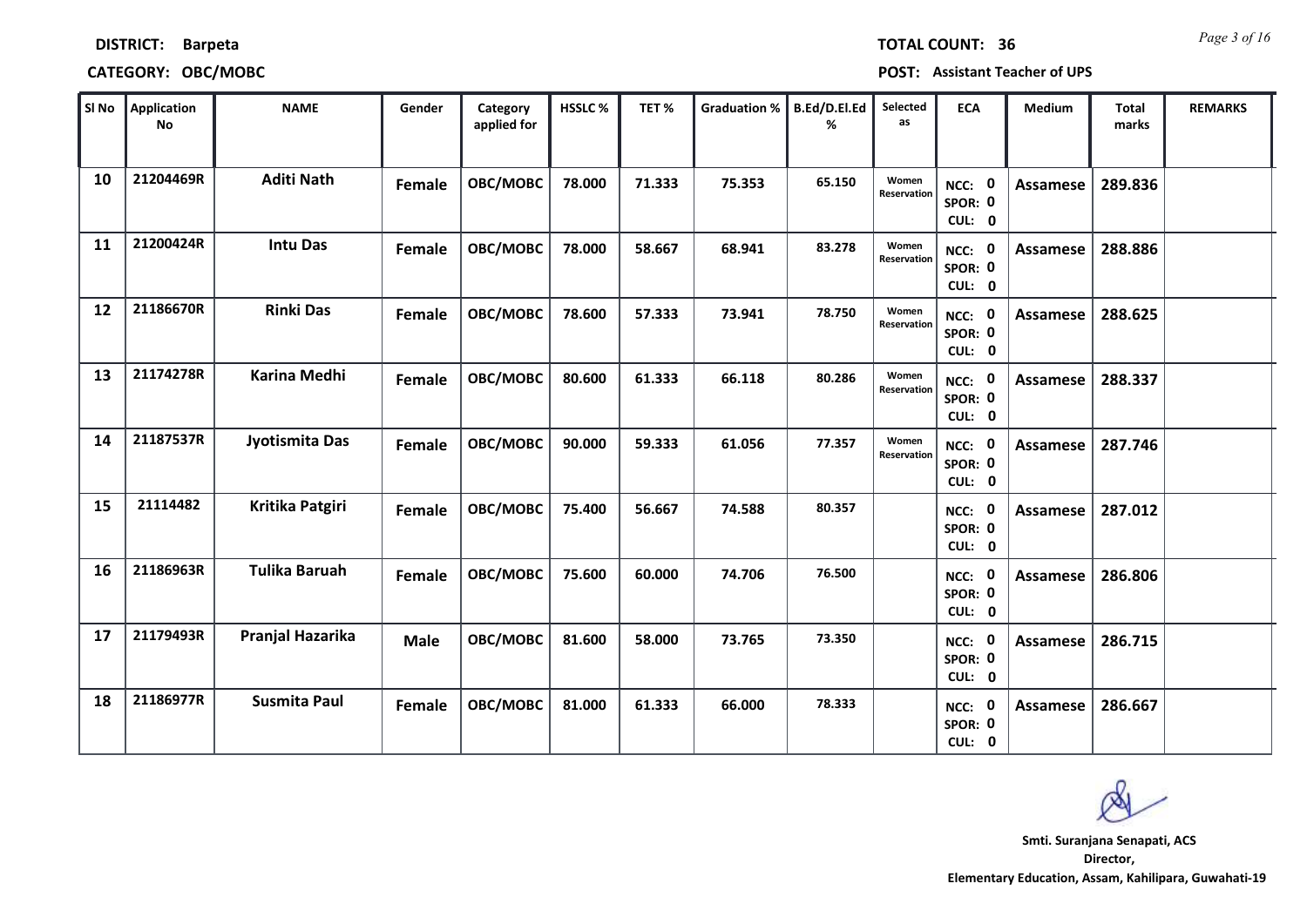**DISTRICT:** Barpeta

**CATEGORY:** OBC/MOBC

**TOTAL COUNT:** 36

**POST:** Assistant Teacher of UPS

| Sl No | Application No | NAME | Gender | Category applied for | HSSLC % | TET % | Graduation % | B.Ed/D.El.Ed % | Selected as | ECA | Medium | Total marks | REMARKS |
|---|---|---|---|---|---|---|---|---|---|---|---|---|---|
| 10 | 21204469R | Aditi Nath | Female | OBC/MOBC | 78.000 | 71.333 | 75.353 | 65.150 | Women Reservation | NCC: 0 SPOR: 0 CUL: 0 | Assamese | 289.836 | |
| 11 | 21200424R | Intu Das | Female | OBC/MOBC | 78.000 | 58.667 | 68.941 | 83.278 | Women Reservation | NCC: 0 SPOR: 0 CUL: 0 | Assamese | 288.886 | |
| 12 | 21186670R | Rinki Das | Female | OBC/MOBC | 78.600 | 57.333 | 73.941 | 78.750 | Women Reservation | NCC: 0 SPOR: 0 CUL: 0 | Assamese | 288.625 | |
| 13 | 21174278R | Karina Medhi | Female | OBC/MOBC | 80.600 | 61.333 | 66.118 | 80.286 | Women Reservation | NCC: 0 SPOR: 0 CUL: 0 | Assamese | 288.337 | |
| 14 | 21187537R | Jyotismita Das | Female | OBC/MOBC | 90.000 | 59.333 | 61.056 | 77.357 | Women Reservation | NCC: 0 SPOR: 0 CUL: 0 | Assamese | 287.746 | |
| 15 | 21114482 | Kritika Patgiri | Female | OBC/MOBC | 75.400 | 56.667 | 74.588 | 80.357 | | NCC: 0 SPOR: 0 CUL: 0 | Assamese | 287.012 | |
| 16 | 21186963R | Tulika Baruah | Female | OBC/MOBC | 75.600 | 60.000 | 74.706 | 76.500 | | NCC: 0 SPOR: 0 CUL: 0 | Assamese | 286.806 | |
| 17 | 21179493R | Pranjal Hazarika | Male | OBC/MOBC | 81.600 | 58.000 | 73.765 | 73.350 | | NCC: 0 SPOR: 0 CUL: 0 | Assamese | 286.715 | |
| 18 | 21186977R | Susmita Paul | Female | OBC/MOBC | 81.000 | 61.333 | 66.000 | 78.333 | | NCC: 0 SPOR: 0 CUL: 0 | Assamese | 286.667 | |

Smti. Suranjana Senapati, ACS
Director,
Elementary Education, Assam, Kahilipara, Guwahati-19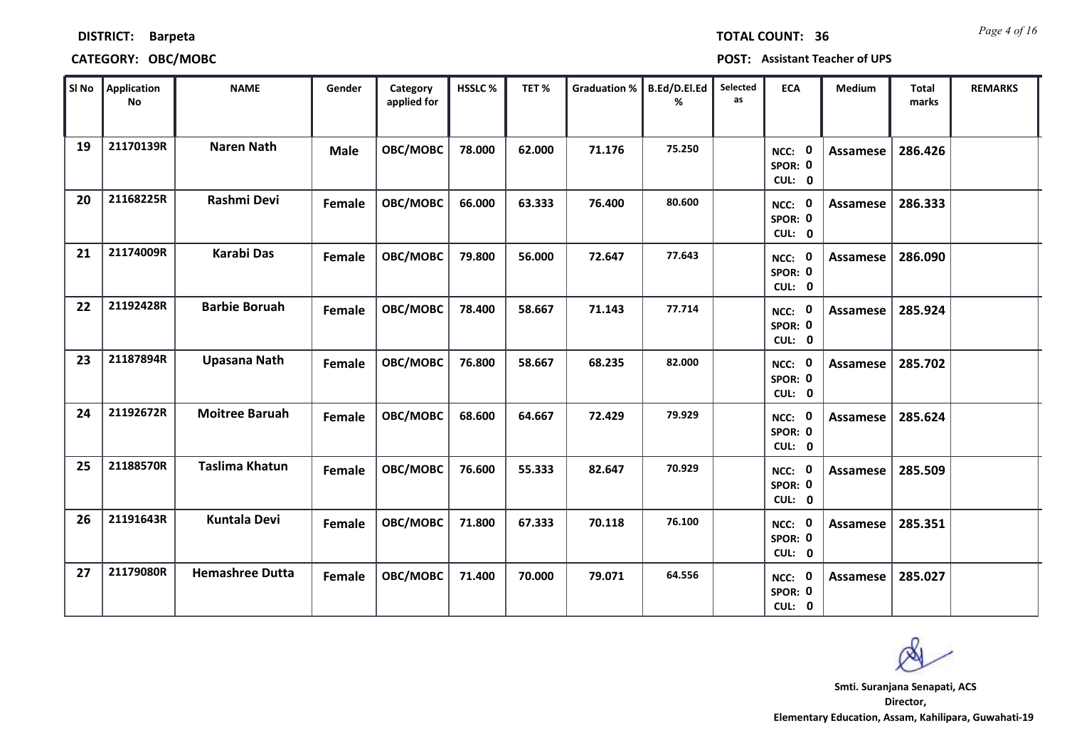**DISTRICT:** Barpeta

**TOTAL COUNT:** 36

**CATEGORY:** OBC/MOBC

**POST:** Assistant Teacher of UPS

| Sl No | Application No | NAME | Gender | Category applied for | HSSLC % | TET % | Graduation % | B.Ed/D.El.Ed % | Selected as | ECA | Medium | Total marks | REMARKS |
|---|---|---|---|---|---|---|---|---|---|---|---|---|---|
| 19 | 21170139R | Naren Nath | Male | OBC/MOBC | 78.000 | 62.000 | 71.176 | 75.250 | | NCC: 0 SPOR: 0 CUL: 0 | Assamese | 286.426 | |
| 20 | 21168225R | Rashmi Devi | Female | OBC/MOBC | 66.000 | 63.333 | 76.400 | 80.600 | | NCC: 0 SPOR: 0 CUL: 0 | Assamese | 286.333 | |
| 21 | 21174009R | Karabi Das | Female | OBC/MOBC | 79.800 | 56.000 | 72.647 | 77.643 | | NCC: 0 SPOR: 0 CUL: 0 | Assamese | 286.090 | |
| 22 | 21192428R | Barbie Boruah | Female | OBC/MOBC | 78.400 | 58.667 | 71.143 | 77.714 | | NCC: 0 SPOR: 0 CUL: 0 | Assamese | 285.924 | |
| 23 | 21187894R | Upasana Nath | Female | OBC/MOBC | 76.800 | 58.667 | 68.235 | 82.000 | | NCC: 0 SPOR: 0 CUL: 0 | Assamese | 285.702 | |
| 24 | 21192672R | Moitree Baruah | Female | OBC/MOBC | 68.600 | 64.667 | 72.429 | 79.929 | | NCC: 0 SPOR: 0 CUL: 0 | Assamese | 285.624 | |
| 25 | 21188570R | Taslima Khatun | Female | OBC/MOBC | 76.600 | 55.333 | 82.647 | 70.929 | | NCC: 0 SPOR: 0 CUL: 0 | Assamese | 285.509 | |
| 26 | 21191643R | Kuntala Devi | Female | OBC/MOBC | 71.800 | 67.333 | 70.118 | 76.100 | | NCC: 0 SPOR: 0 CUL: 0 | Assamese | 285.351 | |
| 27 | 21179080R | Hemashree Dutta | Female | OBC/MOBC | 71.400 | 70.000 | 79.071 | 64.556 | | NCC: 0 SPOR: 0 CUL: 0 | Assamese | 285.027 | |

Smti. Suranjana Senapati, ACS
Director,
Elementary Education, Assam, Kahilipara, Guwahati-19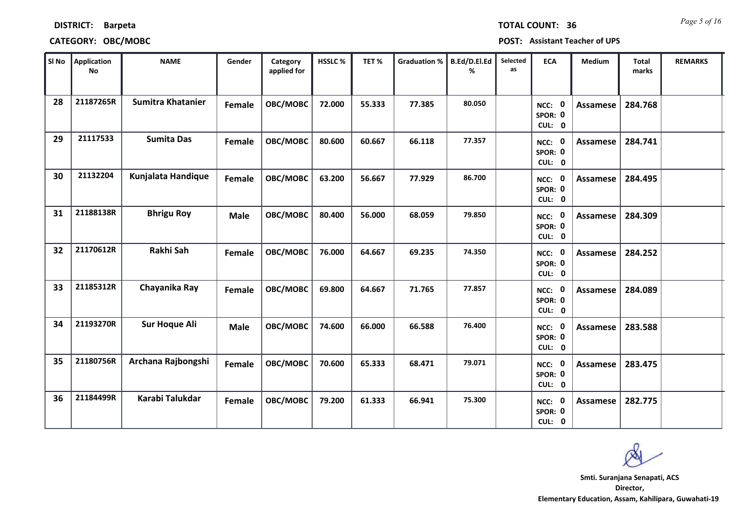**DISTRICT:** Barpeta **TOTAL COUNT:** 36

**CATEGORY:** OBC/MOBC **POST:** Assistant Teacher of UPS

| Sl No | Application No | NAME | Gender | Category applied for | HSSLC % | TET % | Graduation % | B.Ed/D.El.Ed % | Selected as | ECA | Medium | Total marks | REMARKS |
|---|---|---|---|---|---|---|---|---|---|---|---|---|---|
| 28 | 21187265R | Sumitra Khatanier | Female | OBC/MOBC | 72.000 | 55.333 | 77.385 | 80.050 | | NCC: 0 SPOR: 0 CUL: 0 | Assamese | 284.768 | |
| 29 | 21117533 | Sumita Das | Female | OBC/MOBC | 80.600 | 60.667 | 66.118 | 77.357 | | NCC: 0 SPOR: 0 CUL: 0 | Assamese | 284.741 | |
| 30 | 21132204 | Kunjalata Handique | Female | OBC/MOBC | 63.200 | 56.667 | 77.929 | 86.700 | | NCC: 0 SPOR: 0 CUL: 0 | Assamese | 284.495 | |
| 31 | 21188138R | Bhrigu Roy | Male | OBC/MOBC | 80.400 | 56.000 | 68.059 | 79.850 | | NCC: 0 SPOR: 0 CUL: 0 | Assamese | 284.309 | |
| 32 | 21170612R | Rakhi Sah | Female | OBC/MOBC | 76.000 | 64.667 | 69.235 | 74.350 | | NCC: 0 SPOR: 0 CUL: 0 | Assamese | 284.252 | |
| 33 | 21185312R | Chayanika Ray | Female | OBC/MOBC | 69.800 | 64.667 | 71.765 | 77.857 | | NCC: 0 SPOR: 0 CUL: 0 | Assamese | 284.089 | |
| 34 | 21193270R | Sur Hoque Ali | Male | OBC/MOBC | 74.600 | 66.000 | 66.588 | 76.400 | | NCC: 0 SPOR: 0 CUL: 0 | Assamese | 283.588 | |
| 35 | 21180756R | Archana Rajbongshi | Female | OBC/MOBC | 70.600 | 65.333 | 68.471 | 79.071 | | NCC: 0 SPOR: 0 CUL: 0 | Assamese | 283.475 | |
| 36 | 21184499R | Karabi Talukdar | Female | OBC/MOBC | 79.200 | 61.333 | 66.941 | 75.300 | | NCC: 0 SPOR: 0 CUL: 0 | Assamese | 282.775 | |

**Smti. Suranjana Senapati, ACS**
**Director,**
**Elementary Education, Assam, Kahilipara, Guwahati-19**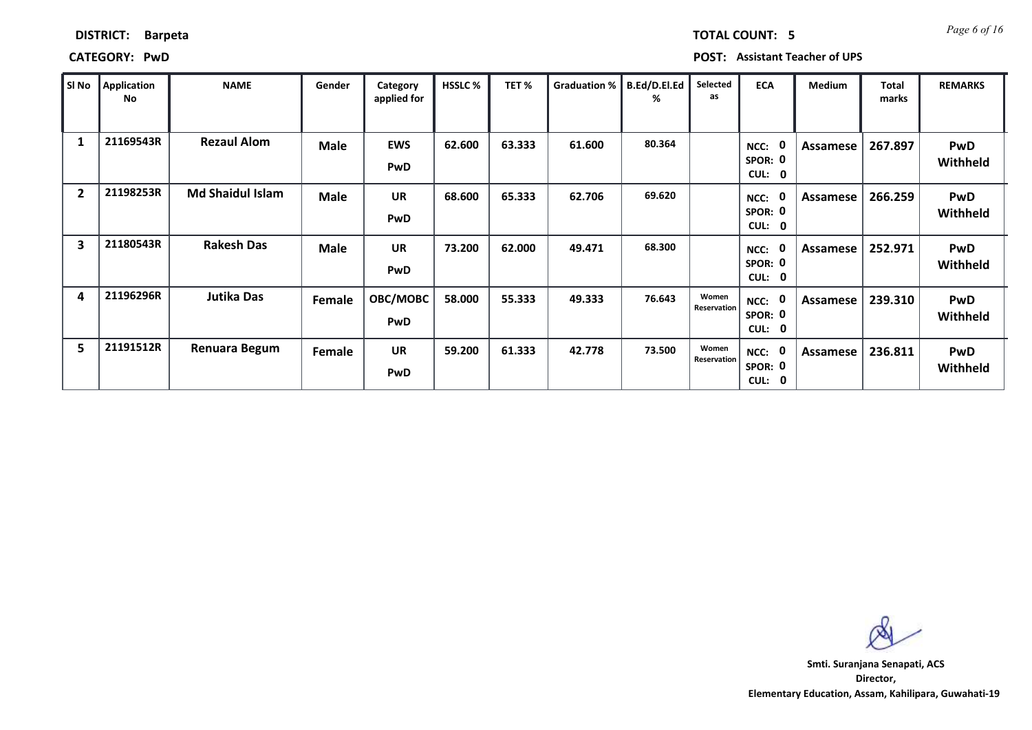**DISTRICT:** Barpeta **TOTAL COUNT:** 5

**CATEGORY:** PwD **POST:** Assistant Teacher of UPS

| Sl No | Application No | NAME | Gender | Category applied for | HSSLC % | TET % | Graduation % | B.Ed/D.El.Ed % | Selected as | ECA | Medium | Total marks | REMARKS |
|---|---|---|---|---|---|---|---|---|---|---|---|---|---|
| 1 | 21169543R | Rezaul Alom | Male | EWS PwD | 62.600 | 63.333 | 61.600 | 80.364 | | NCC: 0 SPOR: 0 CUL: 0 | Assamese | 267.897 | PwD Withheld |
| 2 | 21198253R | Md Shaidul Islam | Male | UR PwD | 68.600 | 65.333 | 62.706 | 69.620 | | NCC: 0 SPOR: 0 CUL: 0 | Assamese | 266.259 | PwD Withheld |
| 3 | 21180543R | Rakesh Das | Male | UR PwD | 73.200 | 62.000 | 49.471 | 68.300 | | NCC: 0 SPOR: 0 CUL: 0 | Assamese | 252.971 | PwD Withheld |
| 4 | 21196296R | Jutika Das | Female | OBC/MOBC PwD | 58.000 | 55.333 | 49.333 | 76.643 | Women Reservation | NCC: 0 SPOR: 0 CUL: 0 | Assamese | 239.310 | PwD Withheld |
| 5 | 21191512R | Renuara Begum | Female | UR PwD | 59.200 | 61.333 | 42.778 | 73.500 | Women Reservation | NCC: 0 SPOR: 0 CUL: 0 | Assamese | 236.811 | PwD Withheld |

**Smti. Suranjana Senapati, ACS**
**Director,**
**Elementary Education, Assam, Kahilipara, Guwahati-19**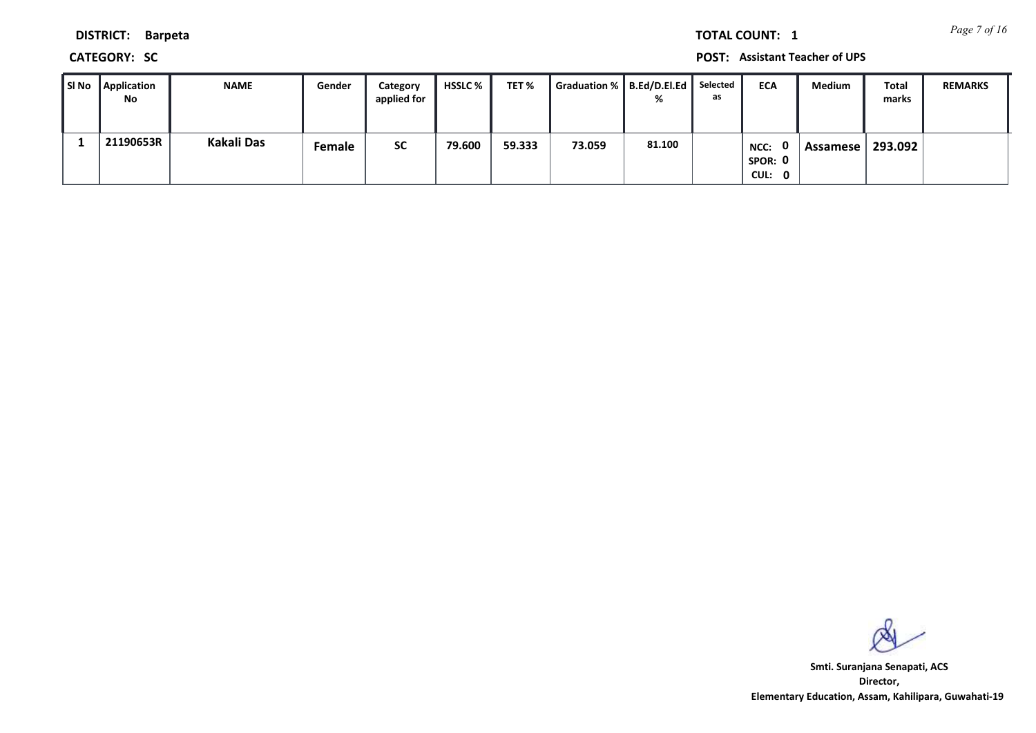**DISTRICT:** Barpeta

**TOTAL COUNT:** 1

**CATEGORY:** SC

**POST:** Assistant Teacher of UPS

| Sl No | Application No | NAME | Gender | Category applied for | HSSLC % | TET % | Graduation % | B.Ed/D.El.Ed % | Selected as | ECA | Medium | Total marks | REMARKS |
|---|---|---|---|---|---|---|---|---|---|---|---|---|---|
| 1 | 21190653R | Kakali Das | Female | SC | 79.600 | 59.333 | 73.059 | 81.100 | | NCC: 0 SPOR: 0 CUL: 0 | Assamese | 293.092 | |

Smt. Suranjana Senapati, ACS
Director,
Elementary Education, Assam, Kahilipara, Guwahati-19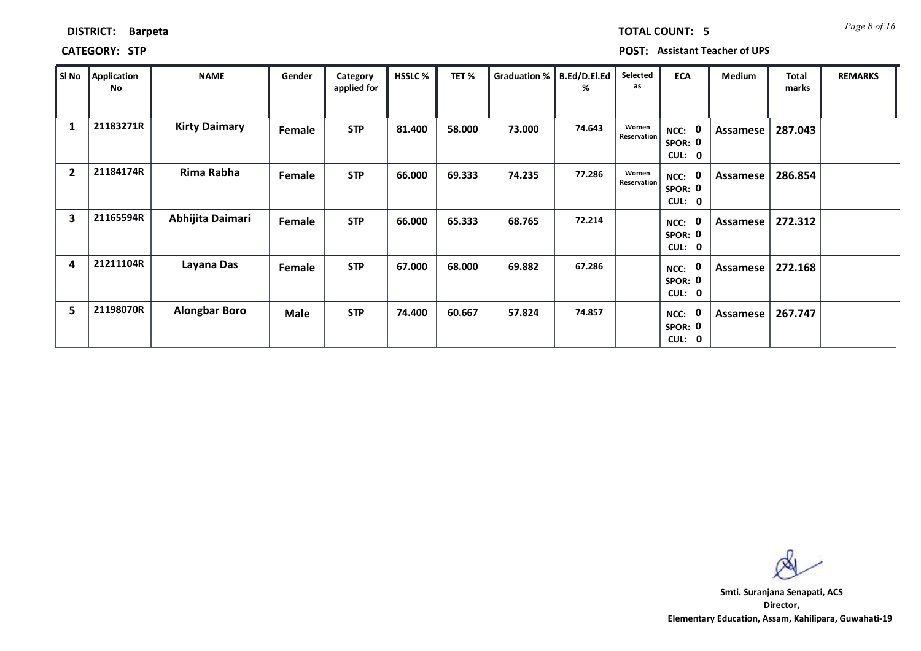**DISTRICT:** Barpeta

**TOTAL COUNT:** 5

**CATEGORY:** STP

**POST:** Assistant Teacher of UPS

| Sl No | Application No | NAME | Gender | Category applied for | HSSLC % | TET % | Graduation % | B.Ed/D.El.Ed % | Selected as | ECA | Medium | Total marks | REMARKS |
|---|---|---|---|---|---|---|---|---|---|---|---|---|---|
| 1 | 21183271R | Kirty Daimary | Female | STP | 81.400 | 58.000 | 73.000 | 74.643 | Women Reservation | NCC: 0 SPOR: 0 CUL: 0 | Assamese | 287.043 | |
| 2 | 21184174R | Rima Rabha | Female | STP | 66.000 | 69.333 | 74.235 | 77.286 | Women Reservation | NCC: 0 SPOR: 0 CUL: 0 | Assamese | 286.854 | |
| 3 | 21165594R | Abhijita Daimari | Female | STP | 66.000 | 65.333 | 68.765 | 72.214 | | NCC: 0 SPOR: 0 CUL: 0 | Assamese | 272.312 | |
| 4 | 21211104R | Layana Das | Female | STP | 67.000 | 68.000 | 69.882 | 67.286 | | NCC: 0 SPOR: 0 CUL: 0 | Assamese | 272.168 | |
| 5 | 21198070R | Alongbar Boro | Male | STP | 74.400 | 60.667 | 57.824 | 74.857 | | NCC: 0 SPOR: 0 CUL: 0 | Assamese | 267.747 | |

**Smti. Suranjana Senapati, ACS**
**Director,**
**Elementary Education, Assam, Kahilipara, Guwahati-19**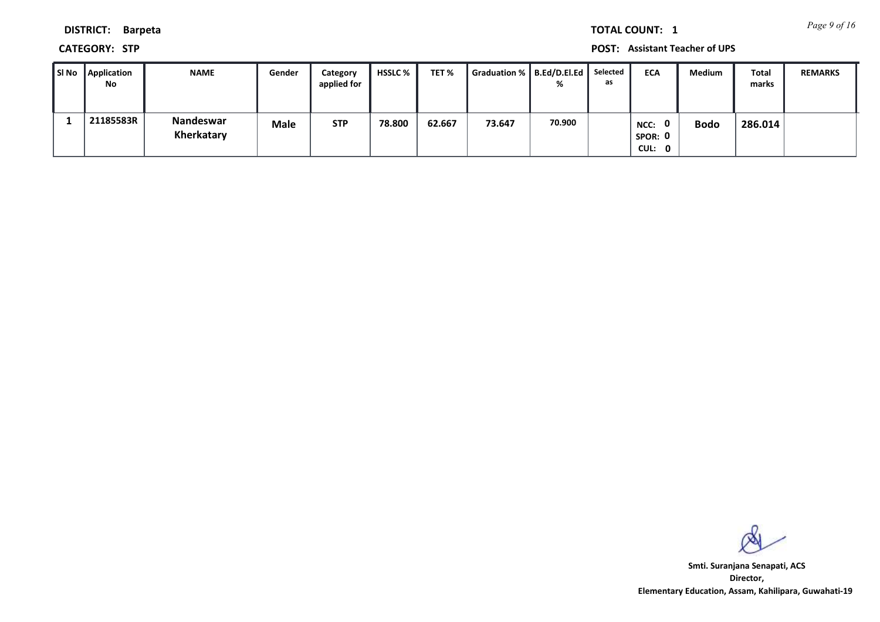**DISTRICT:** Barpeta

**TOTAL COUNT:** 1

**CATEGORY:** STP

**POST:** Assistant Teacher of UPS

| Sl No | Application No | NAME | Gender | Category applied for | HSSLC % | TET % | Graduation % | B.Ed/D.El.Ed % | Selected as | ECA | Medium | Total marks | REMARKS |
|---|---|---|---|---|---|---|---|---|---|---|---|---|---|
| 1 | 21185583R | Nandeswar Kherkatary | Male | STP | 78.800 | 62.667 | 73.647 | 70.900 | | NCC: 0 SPOR: 0 CUL: 0 | Bodo | 286.014 | |

Smti. Suranjana Senapati, ACS
Director,
Elementary Education, Assam, Kahilipara, Guwahati-19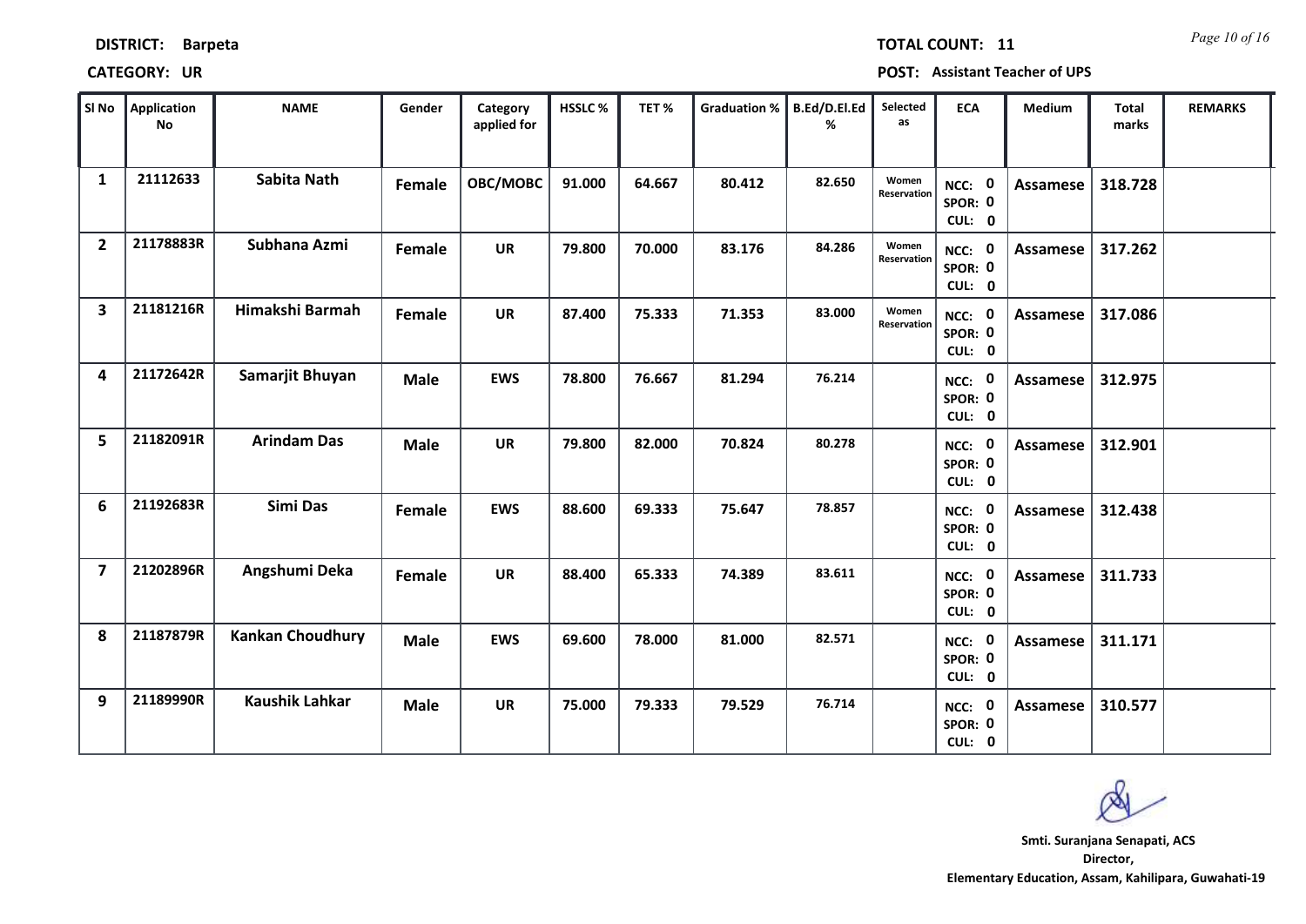**DISTRICT:** Barpeta **TOTAL COUNT:** 11

**CATEGORY:** UR **POST:** Assistant Teacher of UPS

| Sl No | Application No | NAME | Gender | Category applied for | HSSLC % | TET % | Graduation % | B.Ed/D.El.Ed % | Selected as | ECA | Medium | Total marks | REMARKS |
|---|---|---|---|---|---|---|---|---|---|---|---|---|---|
| 1 | 21112633 | Sabita Nath | Female | OBC/MOBC | 91.000 | 64.667 | 80.412 | 82.650 | Women Reservation | NCC: 0 SPOR: 0 CUL: 0 | Assamese | 318.728 | |
| 2 | 21178883R | Subhana Azmi | Female | UR | 79.800 | 70.000 | 83.176 | 84.286 | Women Reservation | NCC: 0 SPOR: 0 CUL: 0 | Assamese | 317.262 | |
| 3 | 21181216R | Himakshi Barmah | Female | UR | 87.400 | 75.333 | 71.353 | 83.000 | Women Reservation | NCC: 0 SPOR: 0 CUL: 0 | Assamese | 317.086 | |
| 4 | 21172642R | Samarjit Bhuyan | Male | EWS | 78.800 | 76.667 | 81.294 | 76.214 | | NCC: 0 SPOR: 0 CUL: 0 | Assamese | 312.975 | |
| 5 | 21182091R | Arindam Das | Male | UR | 79.800 | 82.000 | 70.824 | 80.278 | | NCC: 0 SPOR: 0 CUL: 0 | Assamese | 312.901 | |
| 6 | 21192683R | Simi Das | Female | EWS | 88.600 | 69.333 | 75.647 | 78.857 | | NCC: 0 SPOR: 0 CUL: 0 | Assamese | 312.438 | |
| 7 | 21202896R | Angshumi Deka | Female | UR | 88.400 | 65.333 | 74.389 | 83.611 | | NCC: 0 SPOR: 0 CUL: 0 | Assamese | 311.733 | |
| 8 | 21187879R | Kankan Choudhury | Male | EWS | 69.600 | 78.000 | 81.000 | 82.571 | | NCC: 0 SPOR: 0 CUL: 0 | Assamese | 311.171 | |
| 9 | 21189990R | Kaushik Lahkar | Male | UR | 75.000 | 79.333 | 79.529 | 76.714 | | NCC: 0 SPOR: 0 CUL: 0 | Assamese | 310.577 | |

**Smt. Suranjana Senapati, ACS**
**Director,**
**Elementary Education, Assam, Kahilipara, Guwahati-19**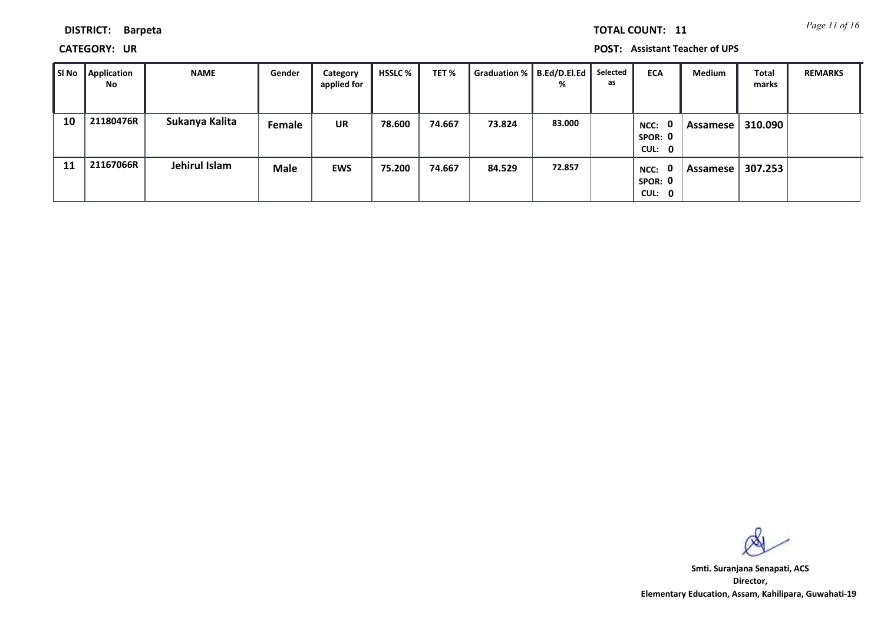**DISTRICT:** Barpeta  **TOTAL COUNT:** 11

**CATEGORY:** UR  **POST:** Assistant Teacher of UPS

| Sl No | Application No | NAME | Gender | Category applied for | HSSLC % | TET % | Graduation % | B.Ed/D.El.Ed % | Selected as | ECA | Medium | Total marks | REMARKS |
|---|---|---|---|---|---|---|---|---|---|---|---|---|---|
| 10 | 21180476R | Sukanya Kalita | Female | UR | 78.600 | 74.667 | 73.824 | 83.000 | | NCC: 0 SPOR: 0 CUL: 0 | Assamese | 310.090 | |
| 11 | 21167066R | Jehirul Islam | Male | EWS | 75.200 | 74.667 | 84.529 | 72.857 | | NCC: 0 SPOR: 0 CUL: 0 | Assamese | 307.253 | |

**Smti. Suranjana Senapati, ACS**
**Director,**
**Elementary Education, Assam, Kahilipara, Guwahati-19**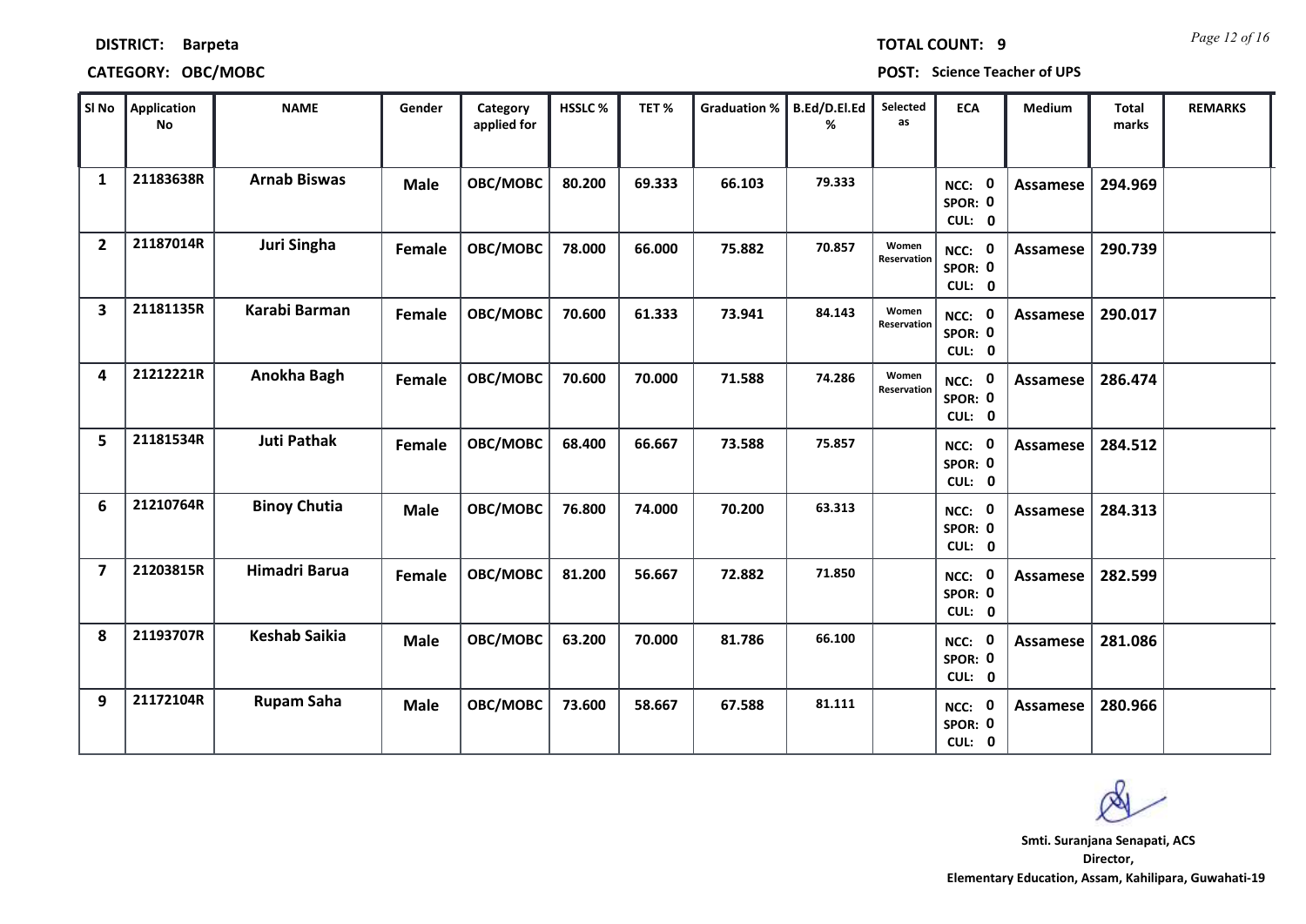**DISTRICT:** Barpeta

**TOTAL COUNT:** 9

**CATEGORY:** OBC/MOBC

**POST:** Science Teacher of UPS

| Sl No | Application No | NAME | Gender | Category applied for | HSSLC % | TET % | Graduation % | B.Ed/D.El.Ed % | Selected as | ECA | Medium | Total marks | REMARKS |
|---|---|---|---|---|---|---|---|---|---|---|---|---|---|
| 1 | 21183638R | Arnab Biswas | Male | OBC/MOBC | 80.200 | 69.333 | 66.103 | 79.333 | | NCC: 0 SPOR: 0 CUL: 0 | Assamese | 294.969 | |
| 2 | 21187014R | Juri Singha | Female | OBC/MOBC | 78.000 | 66.000 | 75.882 | 70.857 | Women Reservation | NCC: 0 SPOR: 0 CUL: 0 | Assamese | 290.739 | |
| 3 | 21181135R | Karabi Barman | Female | OBC/MOBC | 70.600 | 61.333 | 73.941 | 84.143 | Women Reservation | NCC: 0 SPOR: 0 CUL: 0 | Assamese | 290.017 | |
| 4 | 21212221R | Anokha Bagh | Female | OBC/MOBC | 70.600 | 70.000 | 71.588 | 74.286 | Women Reservation | NCC: 0 SPOR: 0 CUL: 0 | Assamese | 286.474 | |
| 5 | 21181534R | Juti Pathak | Female | OBC/MOBC | 68.400 | 66.667 | 73.588 | 75.857 | | NCC: 0 SPOR: 0 CUL: 0 | Assamese | 284.512 | |
| 6 | 21210764R | Binoy Chutia | Male | OBC/MOBC | 76.800 | 74.000 | 70.200 | 63.313 | | NCC: 0 SPOR: 0 CUL: 0 | Assamese | 284.313 | |
| 7 | 21203815R | Himadri Barua | Female | OBC/MOBC | 81.200 | 56.667 | 72.882 | 71.850 | | NCC: 0 SPOR: 0 CUL: 0 | Assamese | 282.599 | |
| 8 | 21193707R | Keshab Saikia | Male | OBC/MOBC | 63.200 | 70.000 | 81.786 | 66.100 | | NCC: 0 SPOR: 0 CUL: 0 | Assamese | 281.086 | |
| 9 | 21172104R | Rupam Saha | Male | OBC/MOBC | 73.600 | 58.667 | 67.588 | 81.111 | | NCC: 0 SPOR: 0 CUL: 0 | Assamese | 280.966 | |

**Smt. Suranjana Senapati, ACS**
**Director,**
**Elementary Education, Assam, Kahilipara, Guwahati-19**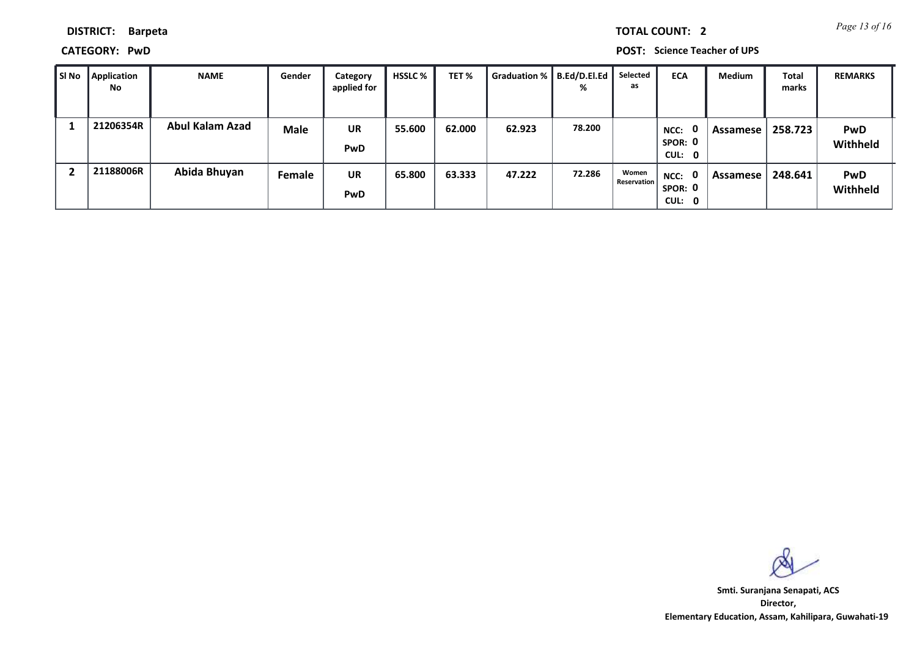**DISTRICT:** Barpeta

**TOTAL COUNT:** 2

**CATEGORY:** PwD

**POST:** Science Teacher of UPS

| Sl No | Application No | NAME | Gender | Category applied for | HSSLC % | TET % | Graduation % | B.Ed/D.El.Ed % | Selected as | ECA | Medium | Total marks | REMARKS |
|---|---|---|---|---|---|---|---|---|---|---|---|---|---|
| 1 | 21206354R | Abul Kalam Azad | Male | UR PwD | 55.600 | 62.000 | 62.923 | 78.200 | | NCC: 0 SPOR: 0 CUL: 0 | Assamese | 258.723 | PwD Withheld |
| 2 | 21188006R | Abida Bhuyan | Female | UR PwD | 65.800 | 63.333 | 47.222 | 72.286 | Women Reservation | NCC: 0 SPOR: 0 CUL: 0 | Assamese | 248.641 | PwD Withheld |

Smti. Suranjana Senapati, ACS
Director,
Elementary Education, Assam, Kahilipara, Guwahati-19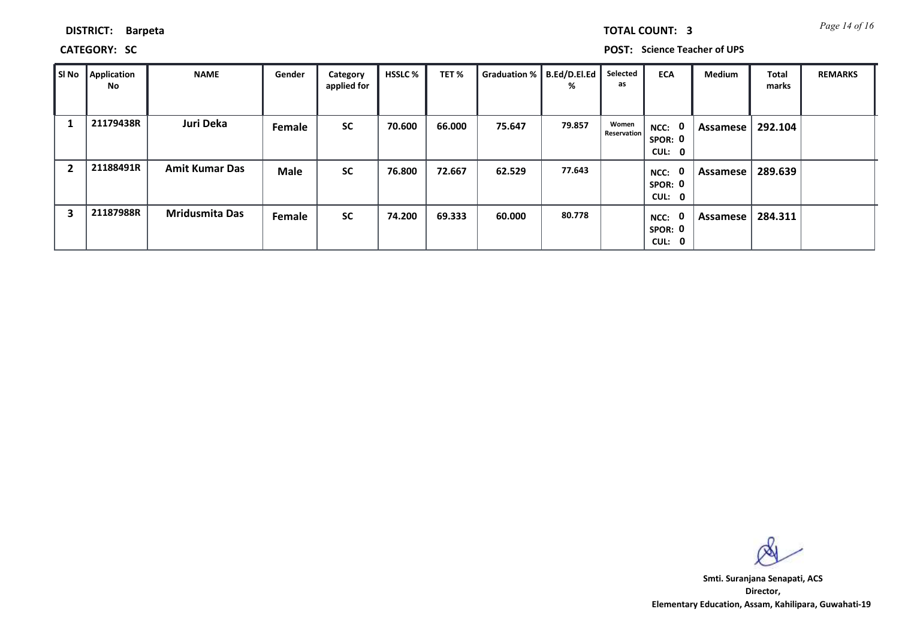**DISTRICT:** Barpeta

**TOTAL COUNT:** 3

**CATEGORY:** SC

**POST:** Science Teacher of UPS

| Sl No | Application No | NAME | Gender | Category applied for | HSSLC % | TET % | Graduation % | B.Ed/D.El.Ed % | Selected as | ECA | Medium | Total marks | REMARKS |
|---|---|---|---|---|---|---|---|---|---|---|---|---|---|
| 1 | 21179438R | Juri Deka | Female | SC | 70.600 | 66.000 | 75.647 | 79.857 | Women Reservation | NCC: 0 SPOR: 0 CUL: 0 | Assamese | 292.104 | |
| 2 | 21188491R | Amit Kumar Das | Male | SC | 76.800 | 72.667 | 62.529 | 77.643 | | NCC: 0 SPOR: 0 CUL: 0 | Assamese | 289.639 | |
| 3 | 21187988R | Mridusmita Das | Female | SC | 74.200 | 69.333 | 60.000 | 80.778 | | NCC: 0 SPOR: 0 CUL: 0 | Assamese | 284.311 | |

Smti. Suranjana Senapati, ACS
Director,
Elementary Education, Assam, Kahilipara, Guwahati-19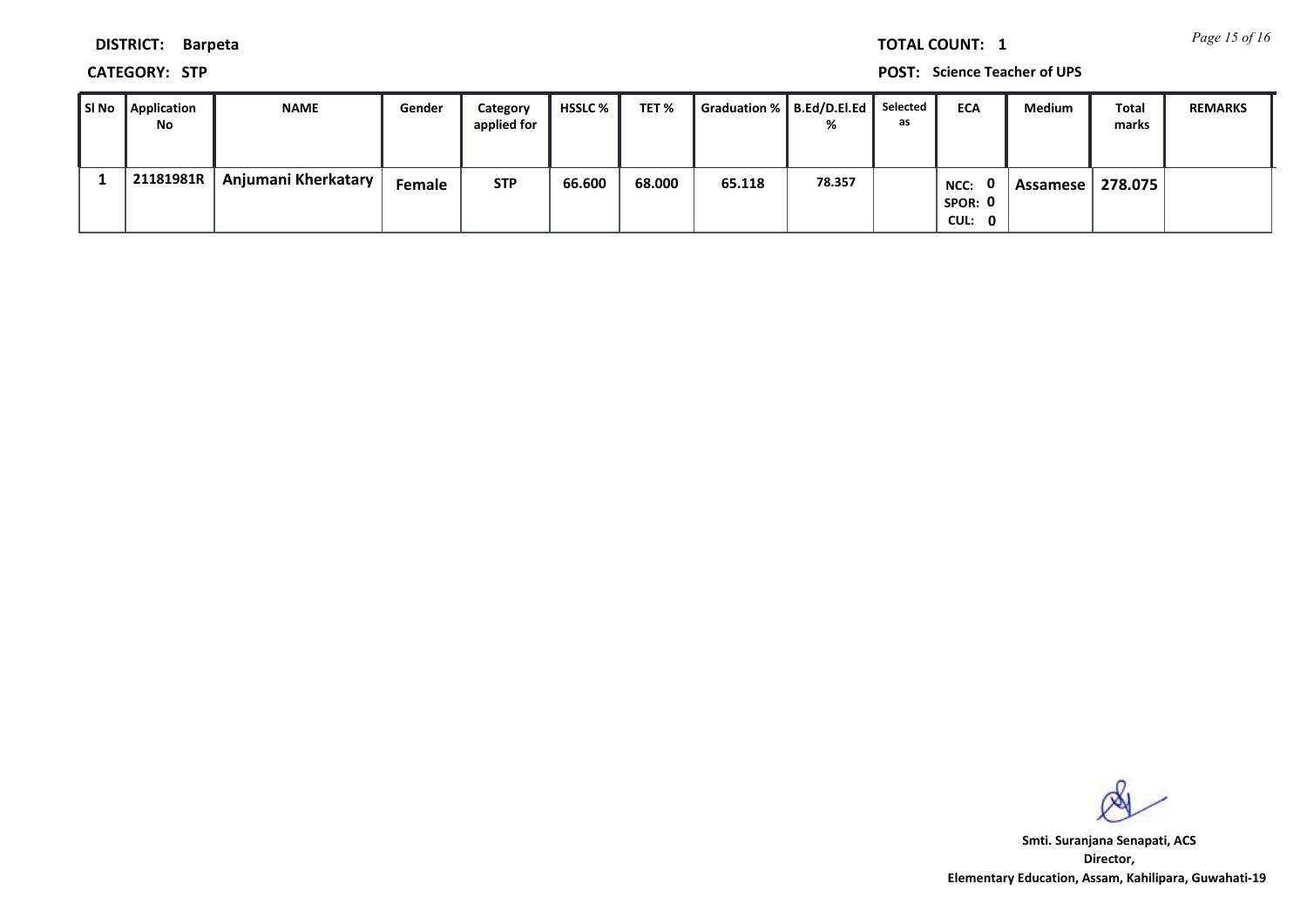**DISTRICT:** Barpeta

**TOTAL COUNT:** 1

**CATEGORY:** STP

**POST:** Science Teacher of UPS

| Sl No | Application No | NAME | Gender | Category applied for | HSSLC % | TET % | Graduation % | B.Ed/D.El.Ed % | Selected as | ECA | Medium | Total marks | REMARKS |
|---|---|---|---|---|---|---|---|---|---|---|---|---|---|
| 1 | 21181981R | Anjumani Kherkatary | Female | STP | 66.600 | 68.000 | 65.118 | 78.357 | | NCC: 0 SPOR: 0 CUL: 0 | Assamese | 278.075 | |

Smti. Suranjana Senapati, ACS
Director,
Elementary Education, Assam, Kahilipara, Guwahati-19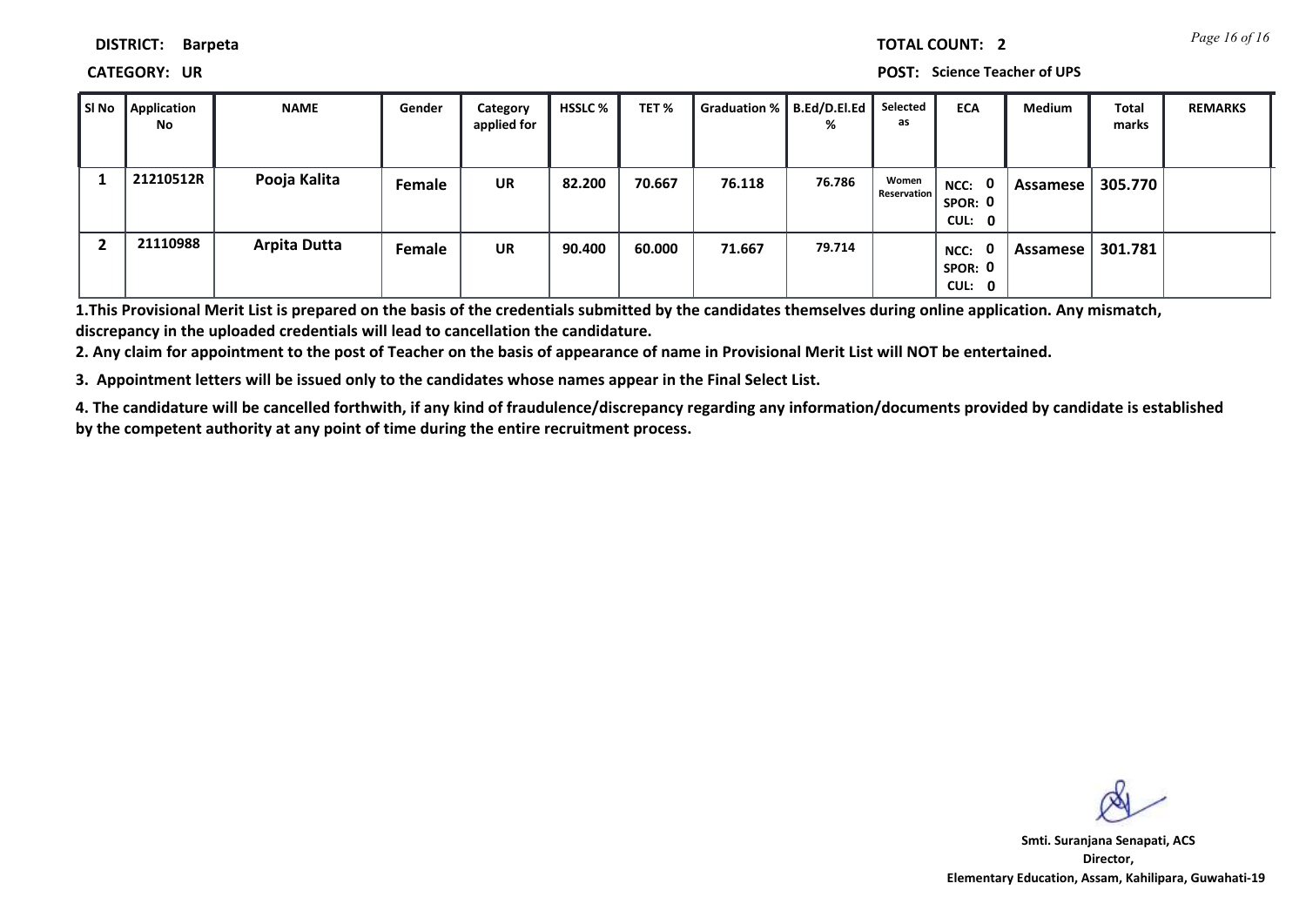**DISTRICT: Barpeta** **TOTAL COUNT: 2**

**CATEGORY: UR** **POST: Science Teacher of UPS**

| Sl No | Application No | NAME | Gender | Category applied for | HSSLC % | TET % | Graduation % | B.Ed/D.El.Ed % | Selected as | ECA | Medium | Total marks | REMARKS |
|---|---|---|---|---|---|---|---|---|---|---|---|---|---|
| 1 | 21210512R | Pooja Kalita | Female | UR | 82.200 | 70.667 | 76.118 | 76.786 | Women Reservation | NCC: 0 SPOR: 0 CUL: 0 | Assamese | 305.770 | |
| 2 | 21110988 | Arpita Dutta | Female | UR | 90.400 | 60.000 | 71.667 | 79.714 | | NCC: 0 SPOR: 0 CUL: 0 | Assamese | 301.781 | |

**1.This Provisional Merit List is prepared on the basis of the credentials submitted by the candidates themselves during online application. Any mismatch, discrepancy in the uploaded credentials will lead to cancellation the candidature.**

**2. Any claim for appointment to the post of Teacher on the basis of appearance of name in Provisional Merit List will NOT be entertained.**

**3. Appointment letters will be issued only to the candidates whose names appear in the Final Select List.**

**4. The candidature will be cancelled forthwith, if any kind of fraudulence/discrepancy regarding any information/documents provided by candidate is established by the competent authority at any point of time during the entire recruitment process.**

**Smti. Suranjana Senapati, ACS**
**Director,**
**Elementary Education, Assam, Kahilipara, Guwahati-19**